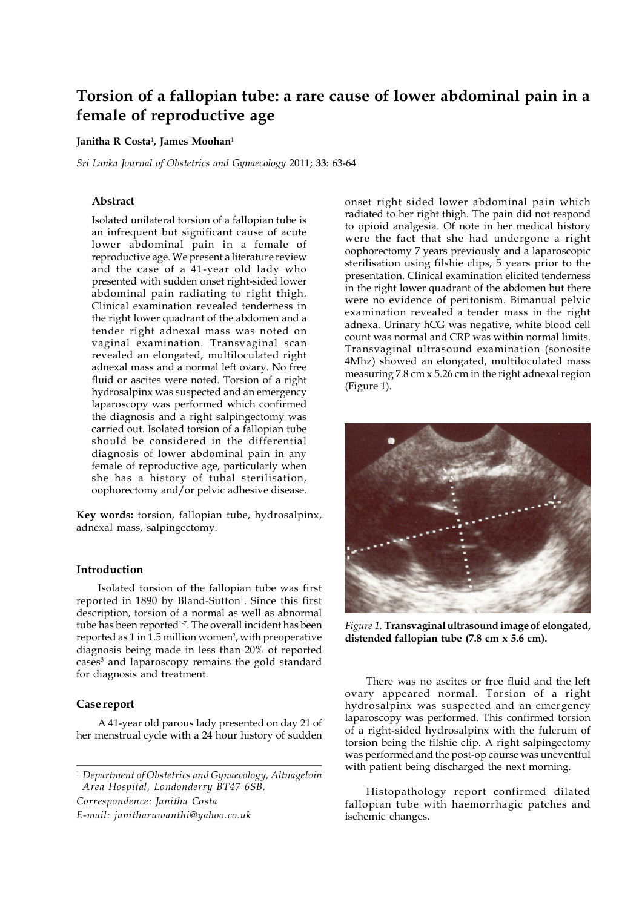# Torsion of a fallopian tube: a rare cause of lower abdominal pain in a female of reproductive age

**Janitha R Costa**[1], **James Moohan**[1]

*Sri Lanka Journal of Obstetrics and Gynaecology* 2011; **33**: 63-64

### Abstract

Isolated unilateral torsion of a fallopian tube is an infrequent but significant cause of acute lower abdominal pain in a female of reproductive age. We present a literature review and the case of a 41-year old lady who presented with sudden onset right-sided lower abdominal pain radiating to right thigh. Clinical examination revealed tenderness in the right lower quadrant of the abdomen and a tender right adnexal mass was noted on vaginal examination. Transvaginal scan revealed an elongated, multiloculated right adnexal mass and a normal left ovary. No free fluid or ascites were noted. Torsion of a right hydrosalpinx was suspected and an emergency laparoscopy was performed which confirmed the diagnosis and a right salpingectomy was carried out. Isolated torsion of a fallopian tube should be considered in the differential diagnosis of lower abdominal pain in any female of reproductive age, particularly when she has a history of tubal sterilisation, oophorectomy and/or pelvic adhesive disease.

**Key words:** torsion, fallopian tube, hydrosalpinx, adnexal mass, salpingectomy.

### Introduction

Isolated torsion of the fallopian tube was first reported in 1890 by Bland-Sutton[1]. Since this first description, torsion of a normal as well as abnormal tube has been reported[1-7]. The overall incident has been reported as 1 in 1.5 million women[2], with preoperative diagnosis being made in less than 20% of reported cases[3] and laparoscopy remains the gold standard for diagnosis and treatment.

### Case report

A 41-year old parous lady presented on day 21 of her menstrual cycle with a 24 hour history of sudden onset right sided lower abdominal pain which radiated to her right thigh. The pain did not respond to opioid analgesia. Of note in her medical history were the fact that she had undergone a right oophorectomy 7 years previously and a laparoscopic sterilisation using filshie clips, 5 years prior to the presentation. Clinical examination elicited tenderness in the right lower quadrant of the abdomen but there were no evidence of peritonism. Bimanual pelvic examination revealed a tender mass in the right adnexa. Urinary hCG was negative, white blood cell count was normal and CRP was within normal limits. Transvaginal ultrasound examination (sonosite 4Mhz) showed an elongated, multiloculated mass measuring 7.8 cm x 5.26 cm in the right adnexal region (Figure 1).

*Figure 1.* **Transvaginal ultrasound image of elongated, distended fallopian tube (7.8 cm x 5.6 cm).**

There was no ascites or free fluid and the left ovary appeared normal. Torsion of a right hydrosalpinx was suspected and an emergency laparoscopy was performed. This confirmed torsion of a right-sided hydrosalpinx with the fulcrum of torsion being the filshie clip. A right salpingectomy was performed and the post-op course was uneventful with patient being discharged the next morning.

Histopathology report confirmed dilated fallopian tube with haemorrhagic patches and ischemic changes.

---

[1] *Department of Obstetrics and Gynaecology, Altnagelvin Area Hospital, Londonderry BT47 6SB.*

*Correspondence: Janitha Costa*

*E-mail: janitharuwanthi@yahoo.co.uk*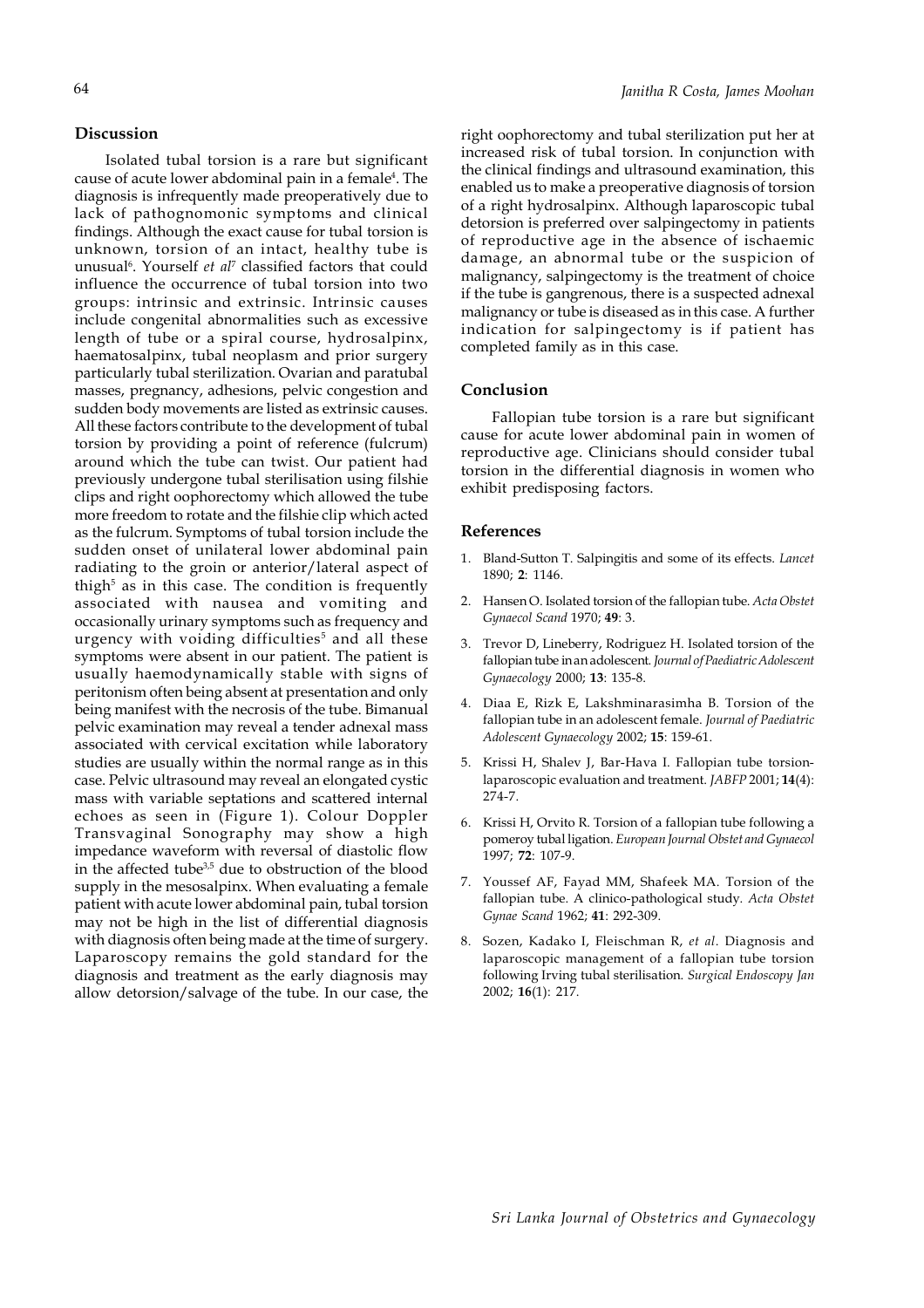## Discussion

Isolated tubal torsion is a rare but significant cause of acute lower abdominal pain in a female[4]. The diagnosis is infrequently made preoperatively due to lack of pathognomonic symptoms and clinical findings. Although the exact cause for tubal torsion is unknown, torsion of an intact, healthy tube is unusual[6]. Yourself *et al*[7] classified factors that could influence the occurrence of tubal torsion into two groups: intrinsic and extrinsic. Intrinsic causes include congenital abnormalities such as excessive length of tube or a spiral course, hydrosalpinx, haematosalpinx, tubal neoplasm and prior surgery particularly tubal sterilization. Ovarian and paratubal masses, pregnancy, adhesions, pelvic congestion and sudden body movements are listed as extrinsic causes. All these factors contribute to the development of tubal torsion by providing a point of reference (fulcrum) around which the tube can twist. Our patient had previously undergone tubal sterilisation using filshie clips and right oophorectomy which allowed the tube more freedom to rotate and the filshie clip which acted as the fulcrum. Symptoms of tubal torsion include the sudden onset of unilateral lower abdominal pain radiating to the groin or anterior/lateral aspect of thigh[5] as in this case. The condition is frequently associated with nausea and vomiting and occasionally urinary symptoms such as frequency and urgency with voiding difficulties[5] and all these symptoms were absent in our patient. The patient is usually haemodynamically stable with signs of peritonism often being absent at presentation and only being manifest with the necrosis of the tube. Bimanual pelvic examination may reveal a tender adnexal mass associated with cervical excitation while laboratory studies are usually within the normal range as in this case. Pelvic ultrasound may reveal an elongated cystic mass with variable septations and scattered internal echoes as seen in (Figure 1). Colour Doppler Transvaginal Sonography may show a high impedance waveform with reversal of diastolic flow in the affected tube[3,5] due to obstruction of the blood supply in the mesosalpinx. When evaluating a female patient with acute lower abdominal pain, tubal torsion may not be high in the list of differential diagnosis with diagnosis often being made at the time of surgery. Laparoscopy remains the gold standard for the diagnosis and treatment as the early diagnosis may allow detorsion/salvage of the tube. In our case, the right oophorectomy and tubal sterilization put her at increased risk of tubal torsion. In conjunction with the clinical findings and ultrasound examination, this enabled us to make a preoperative diagnosis of torsion of a right hydrosalpinx. Although laparoscopic tubal detorsion is preferred over salpingectomy in patients of reproductive age in the absence of ischaemic damage, an abnormal tube or the suspicion of malignancy, salpingectomy is the treatment of choice if the tube is gangrenous, there is a suspected adnexal malignancy or tube is diseased as in this case. A further indication for salpingectomy is if patient has completed family as in this case.

## Conclusion

Fallopian tube torsion is a rare but significant cause for acute lower abdominal pain in women of reproductive age. Clinicians should consider tubal torsion in the differential diagnosis in women who exhibit predisposing factors.

## References

1. Bland-Sutton T. Salpingitis and some of its effects. *Lancet* 1890; **2**: 1146.
2. Hansen O. Isolated torsion of the fallopian tube. *Acta Obstet Gynaecol Scand* 1970; **49**: 3.
3. Trevor D, Lineberry, Rodriguez H. Isolated torsion of the fallopian tube in an adolescent. *Journal of Paediatric Adolescent Gynaecology* 2000; **13**: 135-8.
4. Diaa E, Rizk E, Lakshminarasimha B. Torsion of the fallopian tube in an adolescent female. *Journal of Paediatric Adolescent Gynaecology* 2002; **15**: 159-61.
5. Krissi H, Shalev J, Bar-Hava I. Fallopian tube torsion-laparoscopic evaluation and treatment. *JABFP* 2001; **14**(4): 274-7.
6. Krissi H, Orvito R. Torsion of a fallopian tube following a pomeroy tubal ligation. *European Journal Obstet and Gynaecol* 1997; **72**: 107-9.
7. Youssef AF, Fayad MM, Shafeek MA. Torsion of the fallopian tube. A clinico-pathological study. *Acta Obstet Gynae Scand* 1962; **41**: 292-309.
8. Sozen, Kadako I, Fleischman R, *et al*. Diagnosis and laparoscopic management of a fallopian tube torsion following Irving tubal sterilisation. *Surgical Endoscopy Jan* 2002; **16**(1): 217.